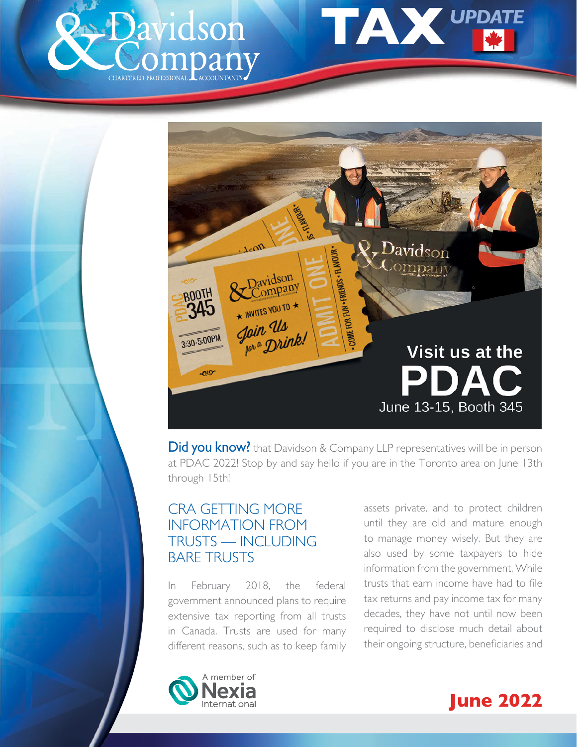# Davidson & Company

CHARTERED PROFESSIONAL ACCOUNTANTS

## TAX UPDATE

Visit us at the PDAC

June 13-15, Booth 345

**Did you know?** that Davidson & Company LLP representatives will be in person at PDAC 2022! Stop by and say hello if you are in the Toronto area on June 13th through 15th!

## CRA GETTING MORE INFORMATION FROM TRUSTS — INCLUDING BARE TRUSTS

In February 2018, the federal government announced plans to require extensive tax reporting from all trusts in Canada. Trusts are used for many different reasons, such as to keep family assets private, and to protect children until they are old and mature enough to manage money wisely. But they are also used by some taxpayers to hide information from the government. While trusts that earn income have had to file tax returns and pay income tax for many decades, they have not until now been required to disclose much detail about their ongoing structure, beneficiaries and

A member of Nexia International

**June 2022**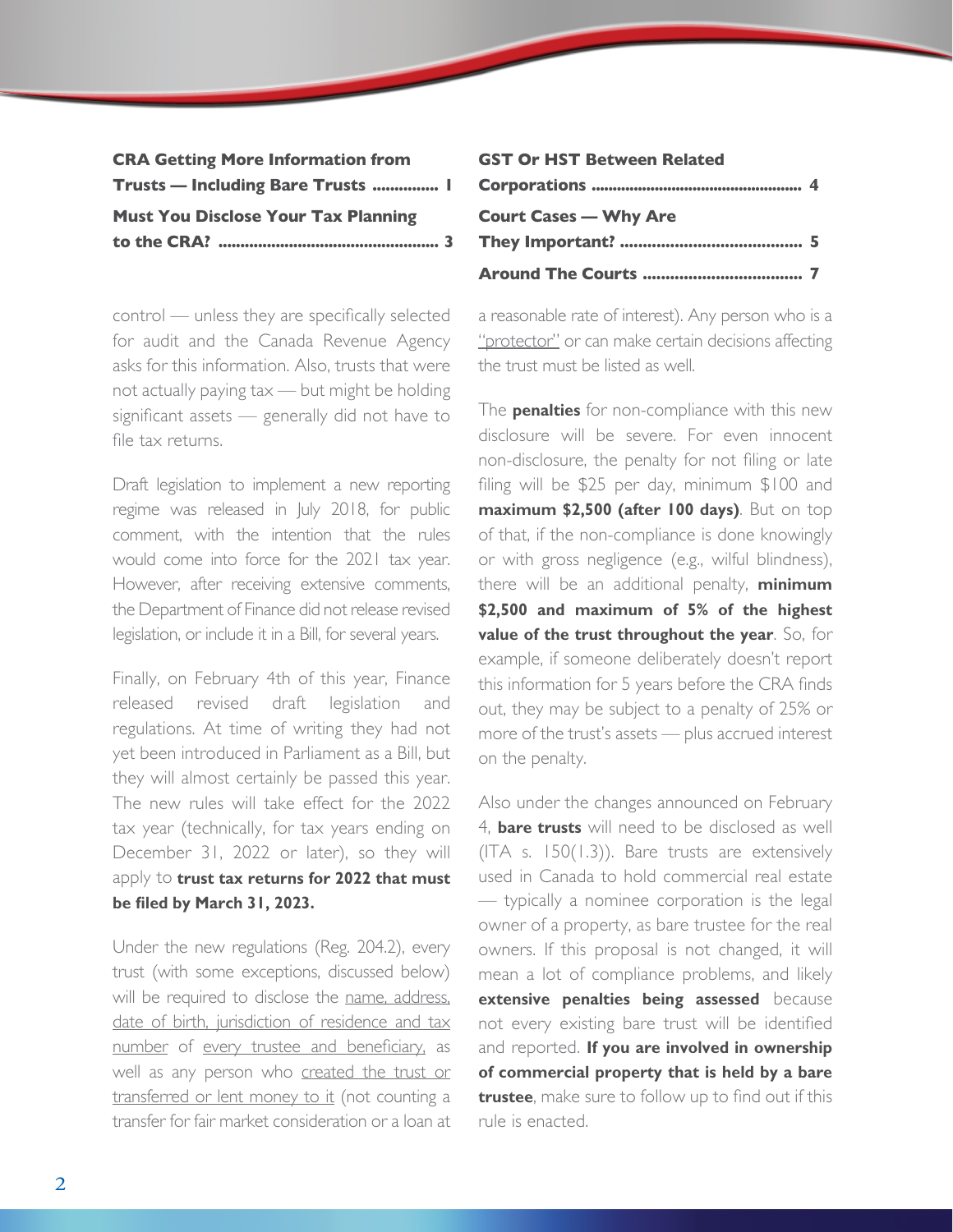**CRA Getting More Information from Trusts — Including Bare Trusts .............. 1**

**Must You Disclose Your Tax Planning to the CRA? .................................................. 3**

**GST Or HST Between Related Corporations ................................................. 4**

**Court Cases — Why Are They Important? ........................................ 5**

**Around The Courts ................................... 7**

control — unless they are specifically selected for audit and the Canada Revenue Agency asks for this information. Also, trusts that were not actually paying tax — but might be holding significant assets — generally did not have to file tax returns.

Draft legislation to implement a new reporting regime was released in July 2018, for public comment, with the intention that the rules would come into force for the 2021 tax year. However, after receiving extensive comments, the Department of Finance did not release revised legislation, or include it in a Bill, for several years.

Finally, on February 4th of this year, Finance released revised draft legislation and regulations. At time of writing they had not yet been introduced in Parliament as a Bill, but they will almost certainly be passed this year. The new rules will take effect for the 2022 tax year (technically, for tax years ending on December 31, 2022 or later), so they will apply to **trust tax returns for 2022 that must be filed by March 31, 2023.**

Under the new regulations (Reg. 204.2), every trust (with some exceptions, discussed below) will be required to disclose the name, address, date of birth, jurisdiction of residence and tax number of every trustee and beneficiary, as well as any person who created the trust or transferred or lent money to it (not counting a transfer for fair market consideration or a loan at a reasonable rate of interest). Any person who is a "protector" or can make certain decisions affecting the trust must be listed as well.

The **penalties** for non-compliance with this new disclosure will be severe. For even innocent non-disclosure, the penalty for not filing or late filing will be $25 per day, minimum $100 and **maximum $2,500 (after 100 days)**. But on top of that, if the non-compliance is done knowingly or with gross negligence (e.g., wilful blindness), there will be an additional penalty, **minimum $2,500 and maximum of 5% of the highest value of the trust throughout the year**. So, for example, if someone deliberately doesn't report this information for 5 years before the CRA finds out, they may be subject to a penalty of 25% or more of the trust's assets — plus accrued interest on the penalty.

Also under the changes announced on February 4, **bare trusts** will need to be disclosed as well (ITA s. 150(1.3)). Bare trusts are extensively used in Canada to hold commercial real estate — typically a nominee corporation is the legal owner of a property, as bare trustee for the real owners. If this proposal is not changed, it will mean a lot of compliance problems, and likely **extensive penalties being assessed** because not every existing bare trust will be identified and reported. **If you are involved in ownership of commercial property that is held by a bare trustee**, make sure to follow up to find out if this rule is enacted.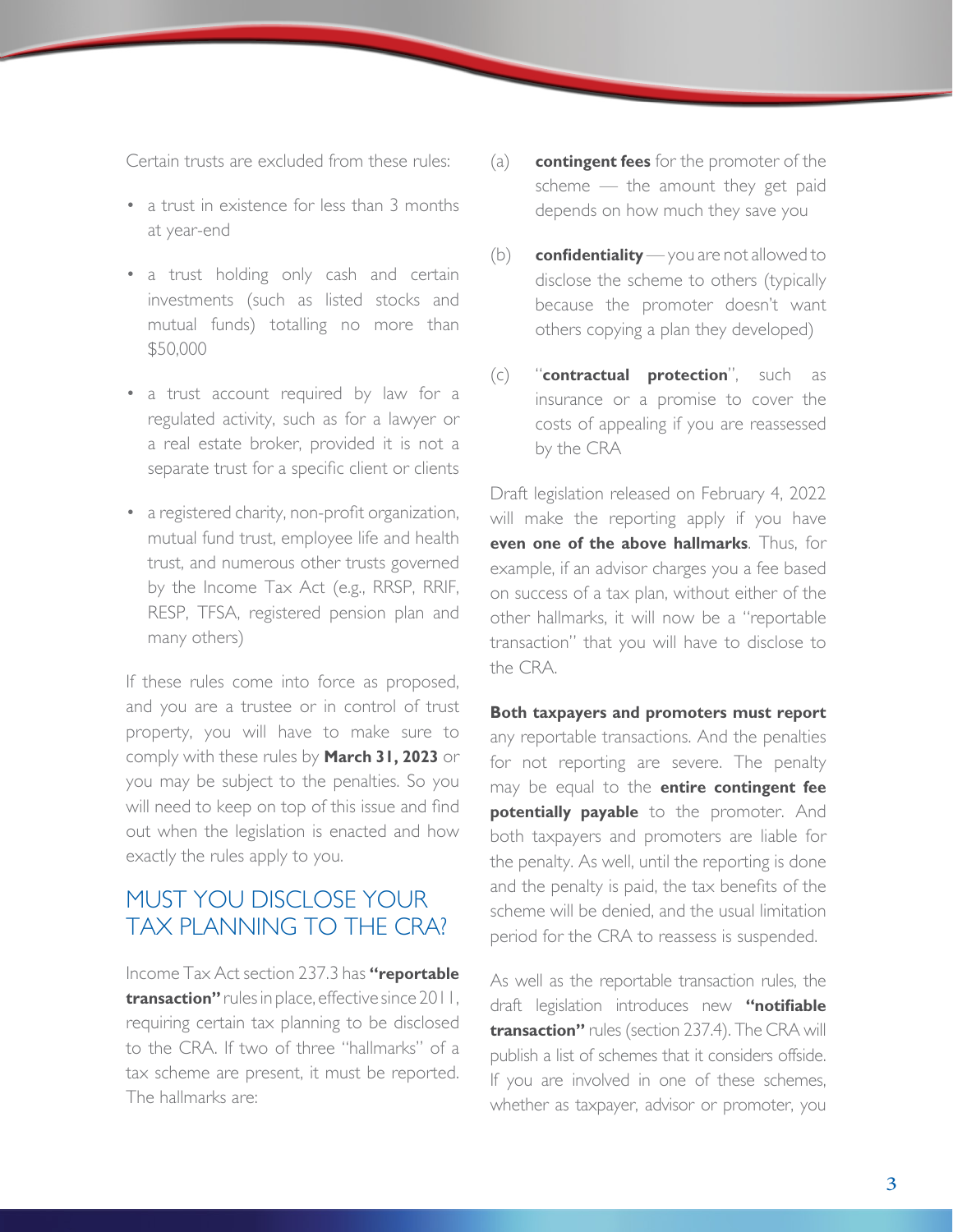Certain trusts are excluded from these rules:

- a trust in existence for less than 3 months at year-end
- a trust holding only cash and certain investments (such as listed stocks and mutual funds) totalling no more than $50,000
- a trust account required by law for a regulated activity, such as for a lawyer or a real estate broker, provided it is not a separate trust for a specific client or clients
- a registered charity, non-profit organization, mutual fund trust, employee life and health trust, and numerous other trusts governed by the Income Tax Act (e.g., RRSP, RRIF, RESP, TFSA, registered pension plan and many others)

If these rules come into force as proposed, and you are a trustee or in control of trust property, you will have to make sure to comply with these rules by **March 31, 2023** or you may be subject to the penalties. So you will need to keep on top of this issue and find out when the legislation is enacted and how exactly the rules apply to you.

## MUST YOU DISCLOSE YOUR TAX PLANNING TO THE CRA?

Income Tax Act section 237.3 has **"reportable transaction"** rules in place, effective since 2011, requiring certain tax planning to be disclosed to the CRA. If two of three "hallmarks" of a tax scheme are present, it must be reported. The hallmarks are:

(a) **contingent fees** for the promoter of the scheme — the amount they get paid depends on how much they save you

(b) **confidentiality** — you are not allowed to disclose the scheme to others (typically because the promoter doesn't want others copying a plan they developed)

(c) "**contractual protection**", such as insurance or a promise to cover the costs of appealing if you are reassessed by the CRA

Draft legislation released on February 4, 2022 will make the reporting apply if you have **even one of the above hallmarks**. Thus, for example, if an advisor charges you a fee based on success of a tax plan, without either of the other hallmarks, it will now be a "reportable transaction" that you will have to disclose to the CRA.

**Both taxpayers and promoters must report** any reportable transactions. And the penalties for not reporting are severe. The penalty may be equal to the **entire contingent fee potentially payable** to the promoter. And both taxpayers and promoters are liable for the penalty. As well, until the reporting is done and the penalty is paid, the tax benefits of the scheme will be denied, and the usual limitation period for the CRA to reassess is suspended.

As well as the reportable transaction rules, the draft legislation introduces new **"notifiable transaction"** rules (section 237.4). The CRA will publish a list of schemes that it considers offside. If you are involved in one of these schemes, whether as taxpayer, advisor or promoter, you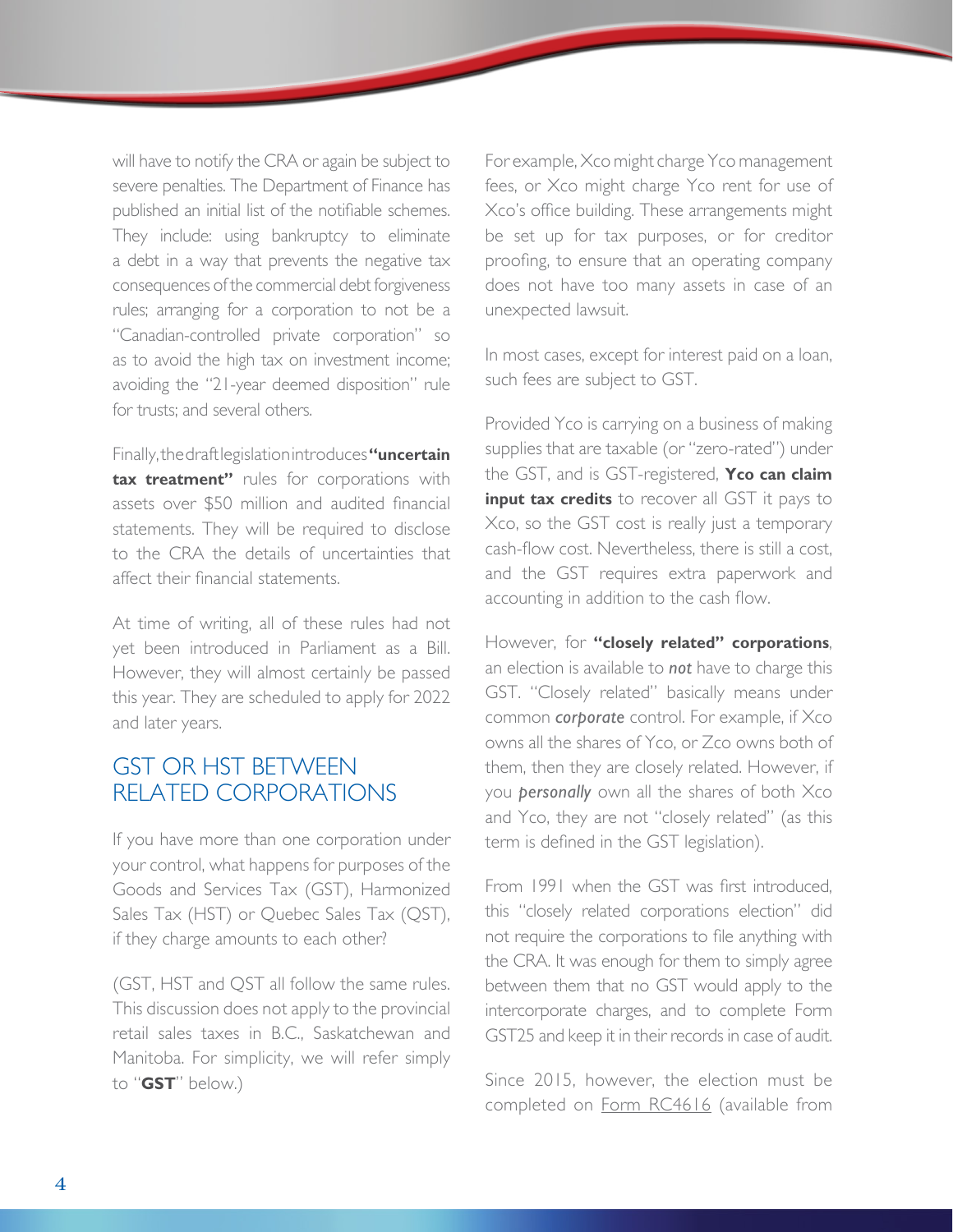will have to notify the CRA or again be subject to severe penalties. The Department of Finance has published an initial list of the notifiable schemes. They include: using bankruptcy to eliminate a debt in a way that prevents the negative tax consequences of the commercial debt forgiveness rules; arranging for a corporation to not be a "Canadian-controlled private corporation" so as to avoid the high tax on investment income; avoiding the "21-year deemed disposition" rule for trusts; and several others.

Finally, the draft legislation introduces **"uncertain tax treatment"** rules for corporations with assets over $50 million and audited financial statements. They will be required to disclose to the CRA the details of uncertainties that affect their financial statements.

At time of writing, all of these rules had not yet been introduced in Parliament as a Bill. However, they will almost certainly be passed this year. They are scheduled to apply for 2022 and later years.

## GST OR HST BETWEEN RELATED CORPORATIONS

If you have more than one corporation under your control, what happens for purposes of the Goods and Services Tax (GST), Harmonized Sales Tax (HST) or Quebec Sales Tax (QST), if they charge amounts to each other?

(GST, HST and QST all follow the same rules. This discussion does not apply to the provincial retail sales taxes in B.C., Saskatchewan and Manitoba. For simplicity, we will refer simply to "**GST**" below.)

For example, Xco might charge Yco management fees, or Xco might charge Yco rent for use of Xco's office building. These arrangements might be set up for tax purposes, or for creditor proofing, to ensure that an operating company does not have too many assets in case of an unexpected lawsuit.

In most cases, except for interest paid on a loan, such fees are subject to GST.

Provided Yco is carrying on a business of making supplies that are taxable (or "zero-rated") under the GST, and is GST-registered, **Yco can claim input tax credits** to recover all GST it pays to Xco, so the GST cost is really just a temporary cash-flow cost. Nevertheless, there is still a cost, and the GST requires extra paperwork and accounting in addition to the cash flow.

However, for **"closely related" corporations**, an election is available to ***not*** have to charge this GST. "Closely related" basically means under common ***corporate*** control. For example, if Xco owns all the shares of Yco, or Zco owns both of them, then they are closely related. However, if you ***personally*** own all the shares of both Xco and Yco, they are not "closely related" (as this term is defined in the GST legislation).

From 1991 when the GST was first introduced, this "closely related corporations election" did not require the corporations to file anything with the CRA. It was enough for them to simply agree between them that no GST would apply to the intercorporate charges, and to complete Form GST25 and keep it in their records in case of audit.

Since 2015, however, the election must be completed on Form RC4616 (available from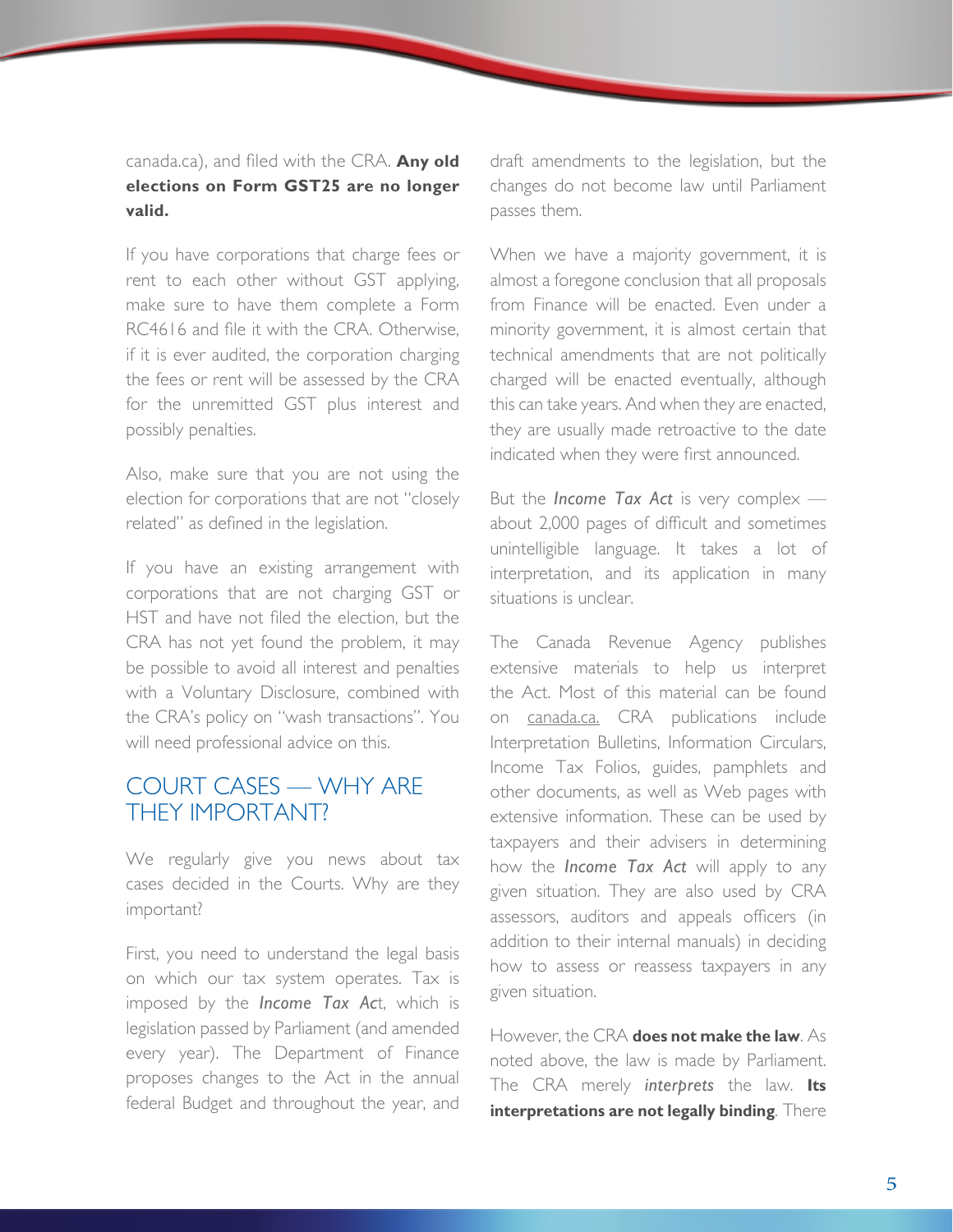canada.ca), and filed with the CRA. **Any old elections on Form GST25 are no longer valid.**

If you have corporations that charge fees or rent to each other without GST applying, make sure to have them complete a Form RC4616 and file it with the CRA. Otherwise, if it is ever audited, the corporation charging the fees or rent will be assessed by the CRA for the unremitted GST plus interest and possibly penalties.

Also, make sure that you are not using the election for corporations that are not "closely related" as defined in the legislation.

If you have an existing arrangement with corporations that are not charging GST or HST and have not filed the election, but the CRA has not yet found the problem, it may be possible to avoid all interest and penalties with a Voluntary Disclosure, combined with the CRA's policy on "wash transactions". You will need professional advice on this.

## COURT CASES — WHY ARE THEY IMPORTANT?

We regularly give you news about tax cases decided in the Courts. Why are they important?

First, you need to understand the legal basis on which our tax system operates. Tax is imposed by the ***Income Tax Act***, which is legislation passed by Parliament (and amended every year). The Department of Finance proposes changes to the Act in the annual federal Budget and throughout the year, and draft amendments to the legislation, but the changes do not become law until Parliament passes them.

When we have a majority government, it is almost a foregone conclusion that all proposals from Finance will be enacted. Even under a minority government, it is almost certain that technical amendments that are not politically charged will be enacted eventually, although this can take years. And when they are enacted, they are usually made retroactive to the date indicated when they were first announced.

But the ***Income Tax Act*** is very complex — about 2,000 pages of difficult and sometimes unintelligible language. It takes a lot of interpretation, and its application in many situations is unclear.

The Canada Revenue Agency publishes extensive materials to help us interpret the Act. Most of this material can be found on canada.ca. CRA publications include Interpretation Bulletins, Information Circulars, Income Tax Folios, guides, pamphlets and other documents, as well as Web pages with extensive information. These can be used by taxpayers and their advisers in determining how the ***Income Tax Act*** will apply to any given situation. They are also used by CRA assessors, auditors and appeals officers (in addition to their internal manuals) in deciding how to assess or reassess taxpayers in any given situation.

However, the CRA **does not make the law**. As noted above, the law is made by Parliament. The CRA merely *interprets* the law. **Its interpretations are not legally binding**. There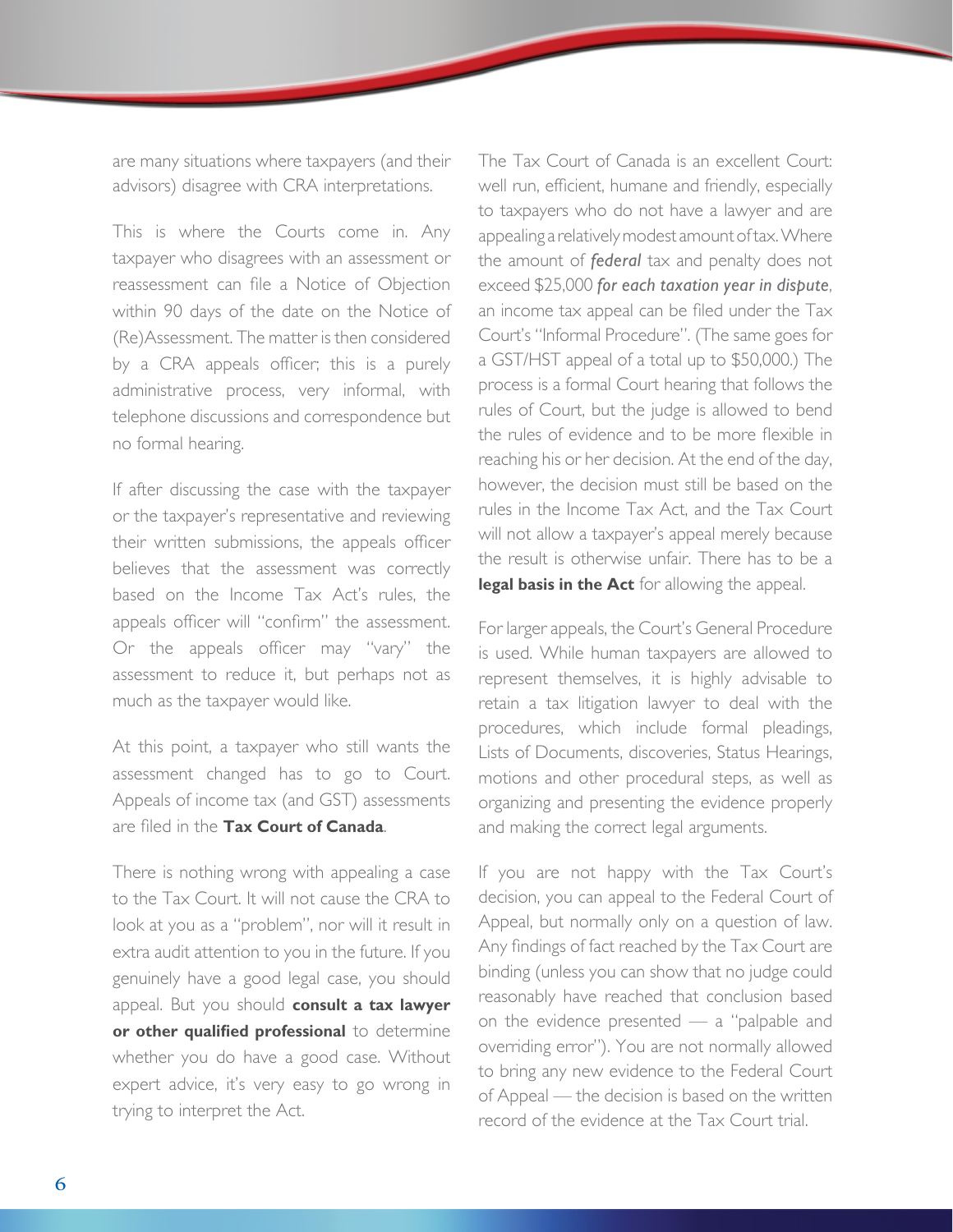are many situations where taxpayers (and their advisors) disagree with CRA interpretations.

This is where the Courts come in. Any taxpayer who disagrees with an assessment or reassessment can file a Notice of Objection within 90 days of the date on the Notice of (Re)Assessment. The matter is then considered by a CRA appeals officer; this is a purely administrative process, very informal, with telephone discussions and correspondence but no formal hearing.

If after discussing the case with the taxpayer or the taxpayer's representative and reviewing their written submissions, the appeals officer believes that the assessment was correctly based on the Income Tax Act's rules, the appeals officer will "confirm" the assessment. Or the appeals officer may "vary" the assessment to reduce it, but perhaps not as much as the taxpayer would like.

At this point, a taxpayer who still wants the assessment changed has to go to Court. Appeals of income tax (and GST) assessments are filed in the **Tax Court of Canada**.

There is nothing wrong with appealing a case to the Tax Court. It will not cause the CRA to look at you as a "problem", nor will it result in extra audit attention to you in the future. If you genuinely have a good legal case, you should appeal. But you should **consult a tax lawyer or other qualified professional** to determine whether you do have a good case. Without expert advice, it's very easy to go wrong in trying to interpret the Act.

The Tax Court of Canada is an excellent Court: well run, efficient, humane and friendly, especially to taxpayers who do not have a lawyer and are appealing a relatively modest amount of tax. Where the amount of ***federal*** tax and penalty does not exceed $25,000 ***for each taxation year in dispute***, an income tax appeal can be filed under the Tax Court's "Informal Procedure". (The same goes for a GST/HST appeal of a total up to $50,000.) The process is a formal Court hearing that follows the rules of Court, but the judge is allowed to bend the rules of evidence and to be more flexible in reaching his or her decision. At the end of the day, however, the decision must still be based on the rules in the Income Tax Act, and the Tax Court will not allow a taxpayer's appeal merely because the result is otherwise unfair. There has to be a **legal basis in the Act** for allowing the appeal.

For larger appeals, the Court's General Procedure is used. While human taxpayers are allowed to represent themselves, it is highly advisable to retain a tax litigation lawyer to deal with the procedures, which include formal pleadings, Lists of Documents, discoveries, Status Hearings, motions and other procedural steps, as well as organizing and presenting the evidence properly and making the correct legal arguments.

If you are not happy with the Tax Court's decision, you can appeal to the Federal Court of Appeal, but normally only on a question of law. Any findings of fact reached by the Tax Court are binding (unless you can show that no judge could reasonably have reached that conclusion based on the evidence presented — a "palpable and overriding error"). You are not normally allowed to bring any new evidence to the Federal Court of Appeal — the decision is based on the written record of the evidence at the Tax Court trial.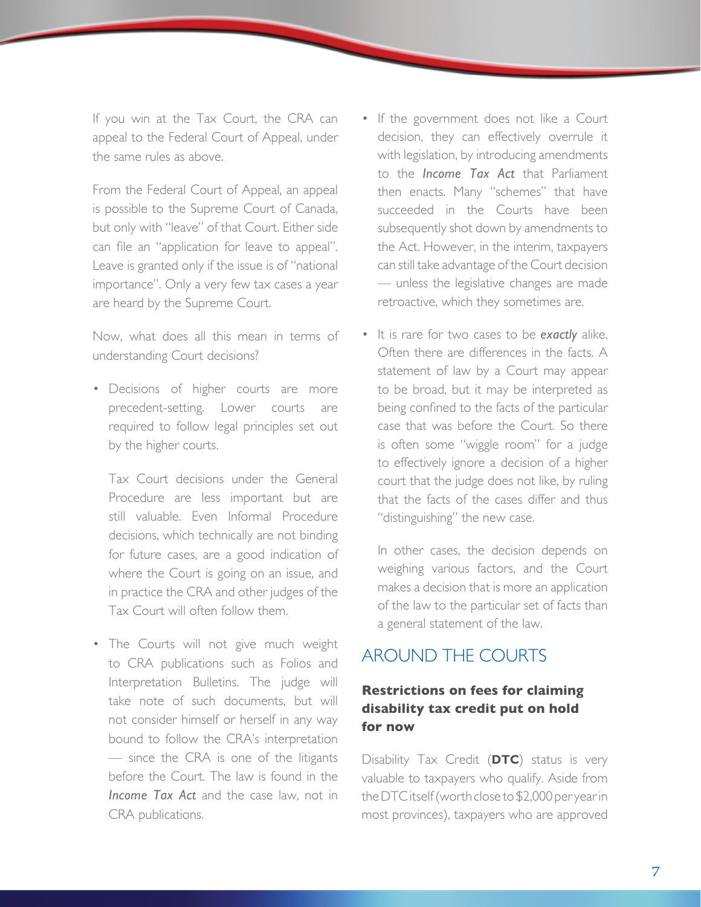If you win at the Tax Court, the CRA can appeal to the Federal Court of Appeal, under the same rules as above.

From the Federal Court of Appeal, an appeal is possible to the Supreme Court of Canada, but only with "leave" of that Court. Either side can file an "application for leave to appeal". Leave is granted only if the issue is of "national importance". Only a very few tax cases a year are heard by the Supreme Court.

Now, what does all this mean in terms of understanding Court decisions?

- Decisions of higher courts are more precedent-setting. Lower courts are required to follow legal principles set out by the higher courts.

  Tax Court decisions under the General Procedure are less important but are still valuable. Even Informal Procedure decisions, which technically are not binding for future cases, are a good indication of where the Court is going on an issue, and in practice the CRA and other judges of the Tax Court will often follow them.

- The Courts will not give much weight to CRA publications such as Folios and Interpretation Bulletins. The judge will take note of such documents, but will not consider himself or herself in any way bound to follow the CRA's interpretation — since the CRA is one of the litigants before the Court. The law is found in the ***Income Tax Act*** and the case law, not in CRA publications.

- If the government does not like a Court decision, they can effectively overrule it with legislation, by introducing amendments to the ***Income Tax Act*** that Parliament then enacts. Many "schemes" that have succeeded in the Courts have been subsequently shot down by amendments to the Act. However, in the interim, taxpayers can still take advantage of the Court decision — unless the legislative changes are made retroactive, which they sometimes are.

- It is rare for two cases to be ***exactly*** alike. Often there are differences in the facts. A statement of law by a Court may appear to be broad, but it may be interpreted as being confined to the facts of the particular case that was before the Court. So there is often some "wiggle room" for a judge to effectively ignore a decision of a higher court that the judge does not like, by ruling that the facts of the cases differ and thus "distinguishing" the new case.

  In other cases, the decision depends on weighing various factors, and the Court makes a decision that is more an application of the law to the particular set of facts than a general statement of the law.

## AROUND THE COURTS

### Restrictions on fees for claiming disability tax credit put on hold for now

Disability Tax Credit (**DTC**) status is very valuable to taxpayers who qualify. Aside from the DTC itself (worth close to $2,000 per year in most provinces), taxpayers who are approved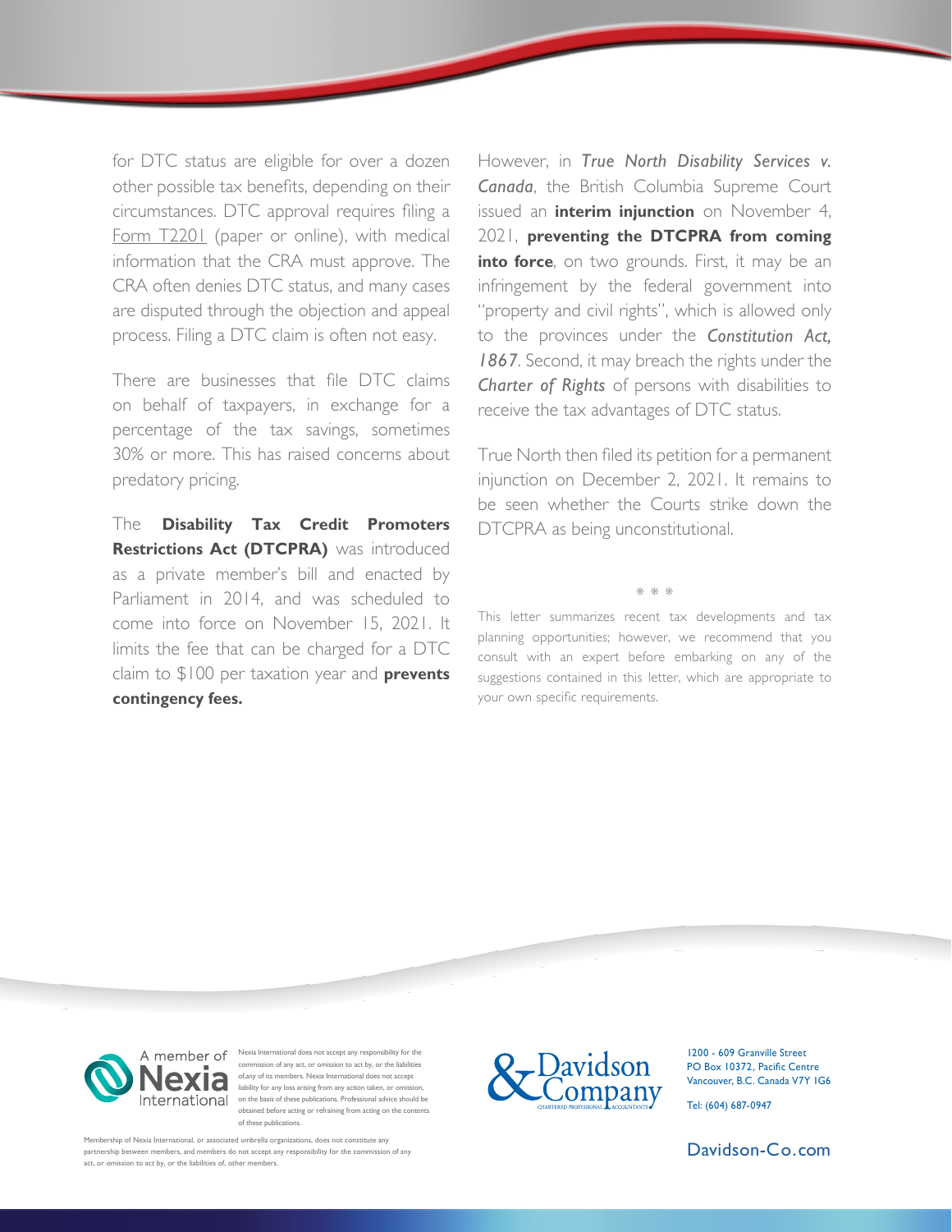for DTC status are eligible for over a dozen other possible tax benefits, depending on their circumstances. DTC approval requires filing a Form T2201 (paper or online), with medical information that the CRA must approve. The CRA often denies DTC status, and many cases are disputed through the objection and appeal process. Filing a DTC claim is often not easy.

There are businesses that file DTC claims on behalf of taxpayers, in exchange for a percentage of the tax savings, sometimes 30% or more. This has raised concerns about predatory pricing.

The **Disability Tax Credit Promoters Restrictions Act (DTCPRA)** was introduced as a private member's bill and enacted by Parliament in 2014, and was scheduled to come into force on November 15, 2021. It limits the fee that can be charged for a DTC claim to $100 per taxation year and **prevents contingency fees.**

However, in ***True North Disability Services v. Canada***, the British Columbia Supreme Court issued an **interim injunction** on November 4, 2021, **preventing the DTCPRA from coming into force**, on two grounds. First, it may be an infringement by the federal government into "property and civil rights", which is allowed only to the provinces under the ***Constitution Act, 1867***. Second, it may breach the rights under the ***Charter of Rights*** of persons with disabilities to receive the tax advantages of DTC status.

True North then filed its petition for a permanent injunction on December 2, 2021. It remains to be seen whether the Courts strike down the DTCPRA as being unconstitutional.

\* \* \*

This letter summarizes recent tax developments and tax planning opportunities; however, we recommend that you consult with an expert before embarking on any of the suggestions contained in this letter, which are appropriate to your own specific requirements.

A member of Nexia International

Nexia International does not accept any responsibility for the commission of any act, or omission to act by, or the liabilities of,any of its members. Nexia International does not accept liability for any loss arising from any action taken, or omission, on the basis of these publications. Professional advice should be obtained before acting or refraining from acting on the contents of these publications.

Membership of Nexia International, or associated umbrella organizations, does not constitute any partnership between members, and members do not accept any responsibility for the commission of any act, or omission to act by, or the liabilities of, other members.

Davidson & Company
CHARTERED PROFESSIONAL ACCOUNTANTS

1200 - 609 Granville Street
PO Box 10372, Pacific Centre
Vancouver, B.C. Canada V7Y 1G6

Tel: (604) 687-0947

Davidson-Co.com